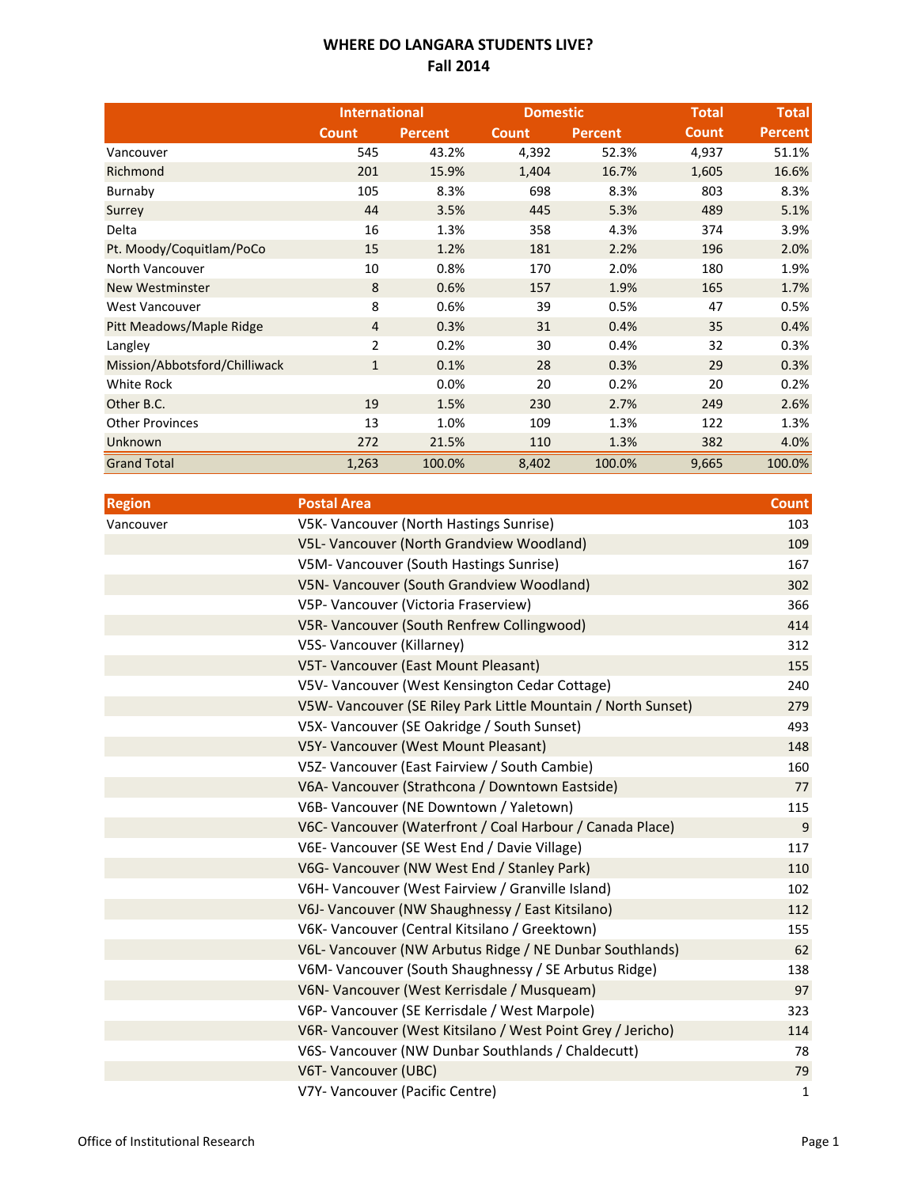# WHERE DO LANGARA STUDENTS LIVE?
## Fall 2014

| | International | | Domestic | | Total | Total |
|---|---|---|---|---|---|---|
| | Count | Percent | Count | Percent | Count | Percent |
| Vancouver | 545 | 43.2% | 4,392 | 52.3% | 4,937 | 51.1% |
| Richmond | 201 | 15.9% | 1,404 | 16.7% | 1,605 | 16.6% |
| Burnaby | 105 | 8.3% | 698 | 8.3% | 803 | 8.3% |
| Surrey | 44 | 3.5% | 445 | 5.3% | 489 | 5.1% |
| Delta | 16 | 1.3% | 358 | 4.3% | 374 | 3.9% |
| Pt. Moody/Coquitlam/PoCo | 15 | 1.2% | 181 | 2.2% | 196 | 2.0% |
| North Vancouver | 10 | 0.8% | 170 | 2.0% | 180 | 1.9% |
| New Westminster | 8 | 0.6% | 157 | 1.9% | 165 | 1.7% |
| West Vancouver | 8 | 0.6% | 39 | 0.5% | 47 | 0.5% |
| Pitt Meadows/Maple Ridge | 4 | 0.3% | 31 | 0.4% | 35 | 0.4% |
| Langley | 2 | 0.2% | 30 | 0.4% | 32 | 0.3% |
| Mission/Abbotsford/Chilliwack | 1 | 0.1% | 28 | 0.3% | 29 | 0.3% |
| White Rock | | 0.0% | 20 | 0.2% | 20 | 0.2% |
| Other B.C. | 19 | 1.5% | 230 | 2.7% | 249 | 2.6% |
| Other Provinces | 13 | 1.0% | 109 | 1.3% | 122 | 1.3% |
| Unknown | 272 | 21.5% | 110 | 1.3% | 382 | 4.0% |
| Grand Total | 1,263 | 100.0% | 8,402 | 100.0% | 9,665 | 100.0% |

| Region | Postal Area | Count |
|---|---|---|
| Vancouver | V5K- Vancouver (North Hastings Sunrise) | 103 |
| | V5L- Vancouver (North Grandview Woodland) | 109 |
| | V5M- Vancouver (South Hastings Sunrise) | 167 |
| | V5N- Vancouver (South Grandview Woodland) | 302 |
| | V5P- Vancouver (Victoria Fraserview) | 366 |
| | V5R- Vancouver (South Renfrew Collingwood) | 414 |
| | V5S- Vancouver (Killarney) | 312 |
| | V5T- Vancouver (East Mount Pleasant) | 155 |
| | V5V- Vancouver (West Kensington Cedar Cottage) | 240 |
| | V5W- Vancouver (SE Riley Park Little Mountain / North Sunset) | 279 |
| | V5X- Vancouver (SE Oakridge / South Sunset) | 493 |
| | V5Y- Vancouver (West Mount Pleasant) | 148 |
| | V5Z- Vancouver (East Fairview / South Cambie) | 160 |
| | V6A- Vancouver (Strathcona / Downtown Eastside) | 77 |
| | V6B- Vancouver (NE Downtown / Yaletown) | 115 |
| | V6C- Vancouver (Waterfront / Coal Harbour / Canada Place) | 9 |
| | V6E- Vancouver (SE West End / Davie Village) | 117 |
| | V6G- Vancouver (NW West End / Stanley Park) | 110 |
| | V6H- Vancouver (West Fairview / Granville Island) | 102 |
| | V6J- Vancouver (NW Shaughnessy / East Kitsilano) | 112 |
| | V6K- Vancouver (Central Kitsilano / Greektown) | 155 |
| | V6L- Vancouver (NW Arbutus Ridge / NE Dunbar Southlands) | 62 |
| | V6M- Vancouver (South Shaughnessy / SE Arbutus Ridge) | 138 |
| | V6N- Vancouver (West Kerrisdale / Musqueam) | 97 |
| | V6P- Vancouver (SE Kerrisdale / West Marpole) | 323 |
| | V6R- Vancouver (West Kitsilano / West Point Grey / Jericho) | 114 |
| | V6S- Vancouver (NW Dunbar Southlands / Chaldecutt) | 78 |
| | V6T- Vancouver (UBC) | 79 |
| | V7Y- Vancouver (Pacific Centre) | 1 |

Office of Institutional Research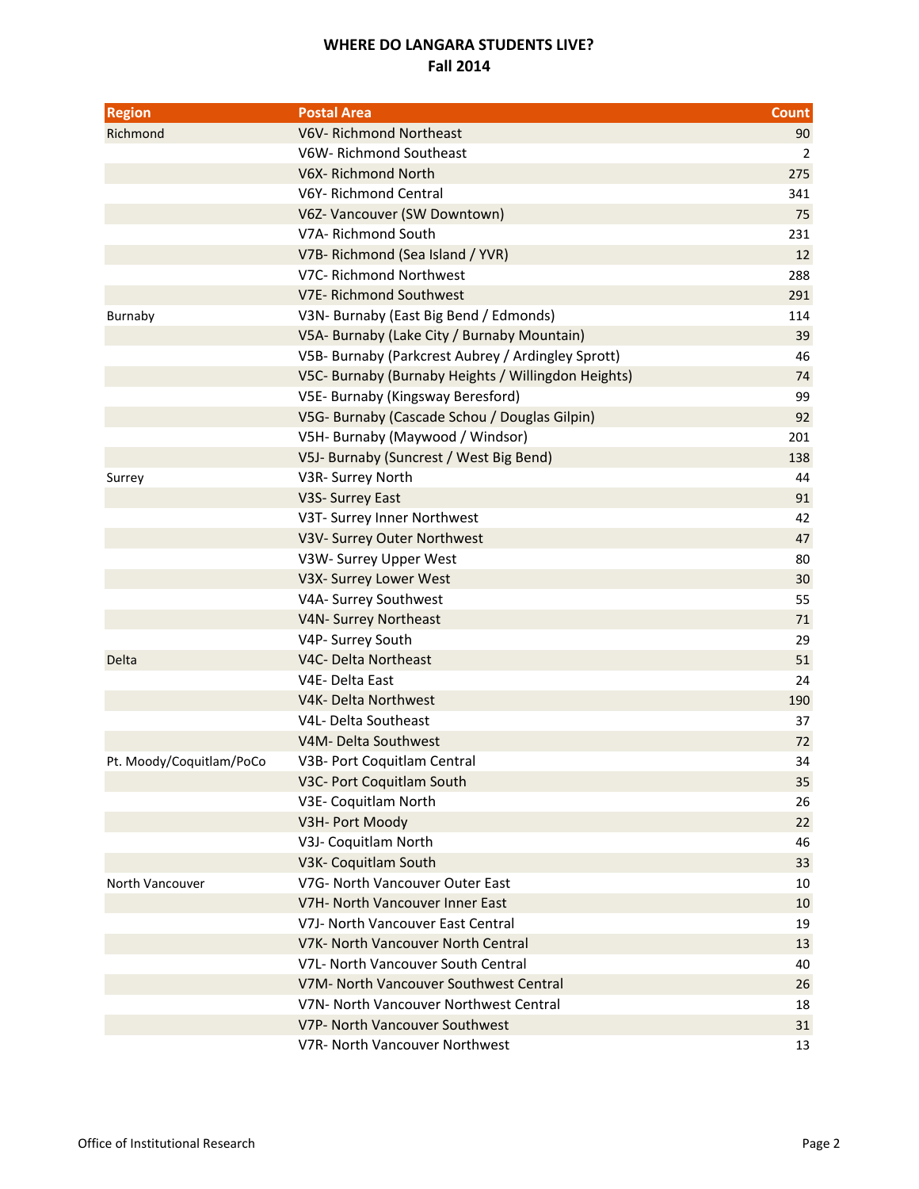**WHERE DO LANGARA STUDENTS LIVE?**
**Fall 2014**

| Region | Postal Area | Count |
|---|---|---|
| Richmond | V6V- Richmond Northeast | 90 |
| | V6W- Richmond Southeast | 2 |
| | V6X- Richmond North | 275 |
| | V6Y- Richmond Central | 341 |
| | V6Z- Vancouver (SW Downtown) | 75 |
| | V7A- Richmond South | 231 |
| | V7B- Richmond (Sea Island / YVR) | 12 |
| | V7C- Richmond Northwest | 288 |
| | V7E- Richmond Southwest | 291 |
| Burnaby | V3N- Burnaby (East Big Bend / Edmonds) | 114 |
| | V5A- Burnaby (Lake City / Burnaby Mountain) | 39 |
| | V5B- Burnaby (Parkcrest Aubrey / Ardingley Sprott) | 46 |
| | V5C- Burnaby (Burnaby Heights / Willingdon Heights) | 74 |
| | V5E- Burnaby (Kingsway Beresford) | 99 |
| | V5G- Burnaby (Cascade Schou / Douglas Gilpin) | 92 |
| | V5H- Burnaby (Maywood / Windsor) | 201 |
| | V5J- Burnaby (Suncrest / West Big Bend) | 138 |
| Surrey | V3R- Surrey North | 44 |
| | V3S- Surrey East | 91 |
| | V3T- Surrey Inner Northwest | 42 |
| | V3V- Surrey Outer Northwest | 47 |
| | V3W- Surrey Upper West | 80 |
| | V3X- Surrey Lower West | 30 |
| | V4A- Surrey Southwest | 55 |
| | V4N- Surrey Northeast | 71 |
| | V4P- Surrey South | 29 |
| Delta | V4C- Delta Northeast | 51 |
| | V4E- Delta East | 24 |
| | V4K- Delta Northwest | 190 |
| | V4L- Delta Southeast | 37 |
| | V4M- Delta Southwest | 72 |
| Pt. Moody/Coquitlam/PoCo | V3B- Port Coquitlam Central | 34 |
| | V3C- Port Coquitlam South | 35 |
| | V3E- Coquitlam North | 26 |
| | V3H- Port Moody | 22 |
| | V3J- Coquitlam North | 46 |
| | V3K- Coquitlam South | 33 |
| North Vancouver | V7G- North Vancouver Outer East | 10 |
| | V7H- North Vancouver Inner East | 10 |
| | V7J- North Vancouver East Central | 19 |
| | V7K- North Vancouver North Central | 13 |
| | V7L- North Vancouver South Central | 40 |
| | V7M- North Vancouver Southwest Central | 26 |
| | V7N- North Vancouver Northwest Central | 18 |
| | V7P- North Vancouver Southwest | 31 |
| | V7R- North Vancouver Northwest | 13 |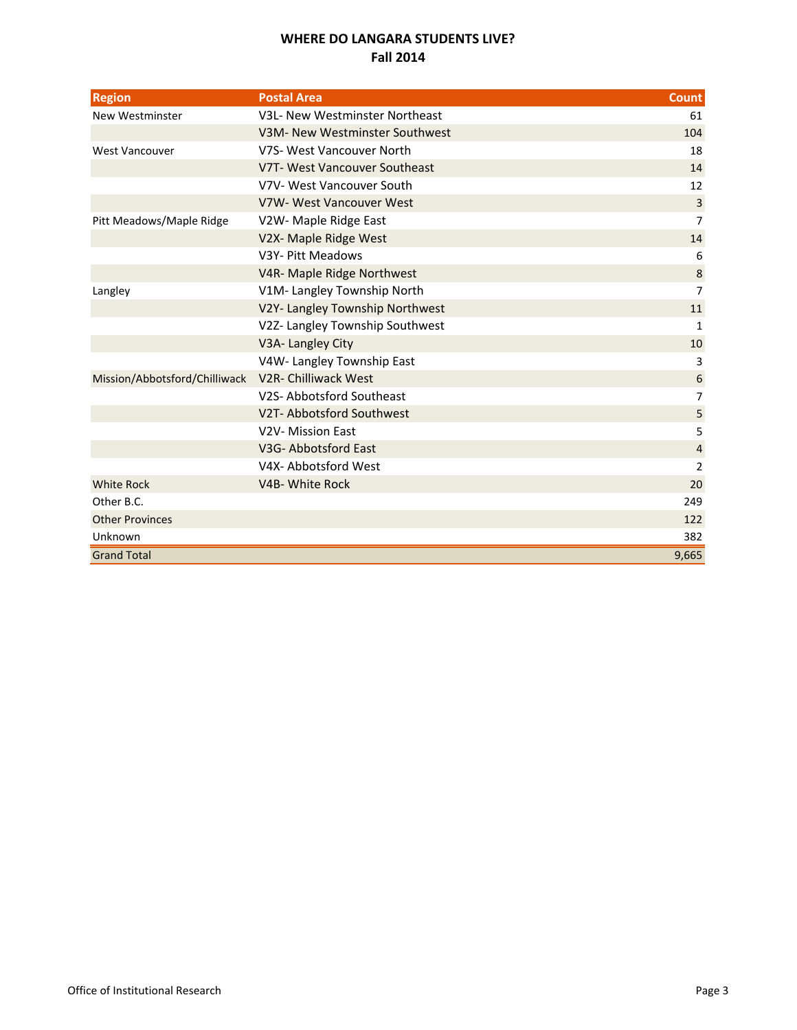# WHERE DO LANGARA STUDENTS LIVE?
## Fall 2014

| Region | Postal Area | Count |
|---|---|---|
| New Westminster | V3L- New Westminster Northeast | 61 |
| | V3M- New Westminster Southwest | 104 |
| West Vancouver | V7S- West Vancouver North | 18 |
| | V7T- West Vancouver Southeast | 14 |
| | V7V- West Vancouver South | 12 |
| | V7W- West Vancouver West | 3 |
| Pitt Meadows/Maple Ridge | V2W- Maple Ridge East | 7 |
| | V2X- Maple Ridge West | 14 |
| | V3Y- Pitt Meadows | 6 |
| | V4R- Maple Ridge Northwest | 8 |
| Langley | V1M- Langley Township North | 7 |
| | V2Y- Langley Township Northwest | 11 |
| | V2Z- Langley Township Southwest | 1 |
| | V3A- Langley City | 10 |
| | V4W- Langley Township East | 3 |
| Mission/Abbotsford/Chilliwack | V2R- Chilliwack West | 6 |
| | V2S- Abbotsford Southeast | 7 |
| | V2T- Abbotsford Southwest | 5 |
| | V2V- Mission East | 5 |
| | V3G- Abbotsford East | 4 |
| | V4X- Abbotsford West | 2 |
| White Rock | V4B- White Rock | 20 |
| Other B.C. | | 249 |
| Other Provinces | | 122 |
| Unknown | | 382 |
| Grand Total | | 9,665 |

Office of Institutional Research